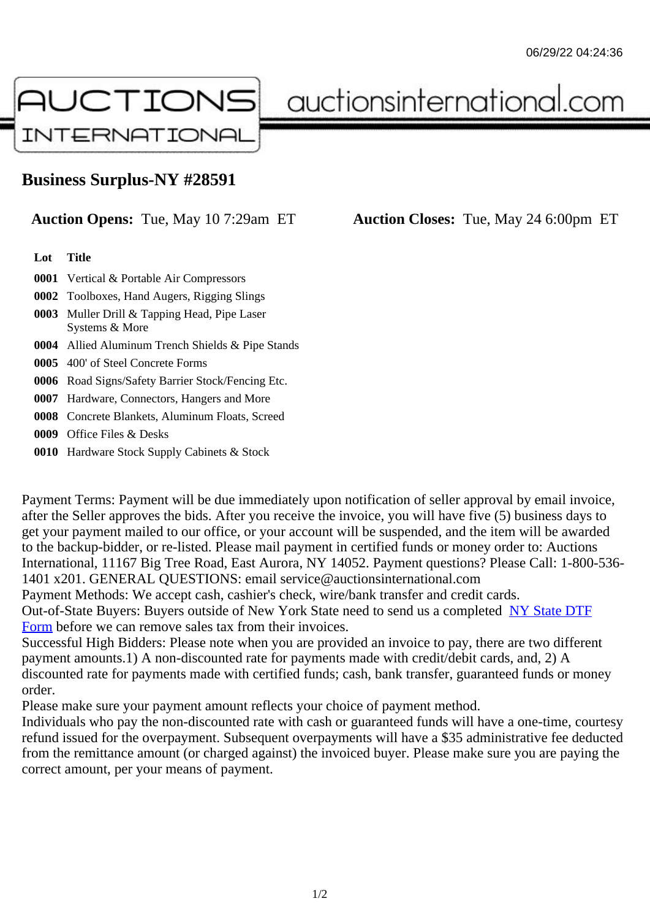# Business Surplus-NY #28591

**Auction Opens:** Tue, May 10 7:29am ET **Auction Closes:** Tue, May 24 6:00pm ET

| Lot | Title |
| --- | --- |
| **0001** | Vertical & Portable Air Compressors |
| **0002** | Toolboxes, Hand Augers, Rigging Slings |
| **0003** | Muller Drill & Tapping Head, Pipe Laser Systems & More |
| **0004** | Allied Aluminum Trench Shields & Pipe Stands |
| **0005** | 400' of Steel Concrete Forms |
| **0006** | Road Signs/Safety Barrier Stock/Fencing Etc. |
| **0007** | Hardware, Connectors, Hangers and More |
| **0008** | Concrete Blankets, Aluminum Floats, Screed |
| **0009** | Office Files & Desks |
| **0010** | Hardware Stock Supply Cabinets & Stock |

Payment Terms: Payment will be due immediately upon notification of seller approval by email invoice, after the Seller approves the bids. After you receive the invoice, you will have five (5) business days to get your payment mailed to our office, or your account will be suspended, and the item will be awarded to the backup-bidder, or re-listed. Please mail payment in certified funds or money order to: Auctions International, 11167 Big Tree Road, East Aurora, NY 14052. Payment questions? Please Call: 1-800-536-1401 x201. GENERAL QUESTIONS: email service@auctionsinternational.com

Payment Methods: We accept cash, cashier's check, wire/bank transfer and credit cards.

Out-of-State Buyers: Buyers outside of New York State need to send us a completed NY State DTF Form before we can remove sales tax from their invoices.

Successful High Bidders: Please note when you are provided an invoice to pay, there are two different payment amounts.1) A non-discounted rate for payments made with credit/debit cards, and, 2) A discounted rate for payments made with certified funds; cash, bank transfer, guaranteed funds or money order.

Please make sure your payment amount reflects your choice of payment method.

Individuals who pay the non-discounted rate with cash or guaranteed funds will have a one-time, courtesy refund issued for the overpayment. Subsequent overpayments will have a $35 administrative fee deducted from the remittance amount (or charged against) the invoiced buyer. Please make sure you are paying the correct amount, per your means of payment.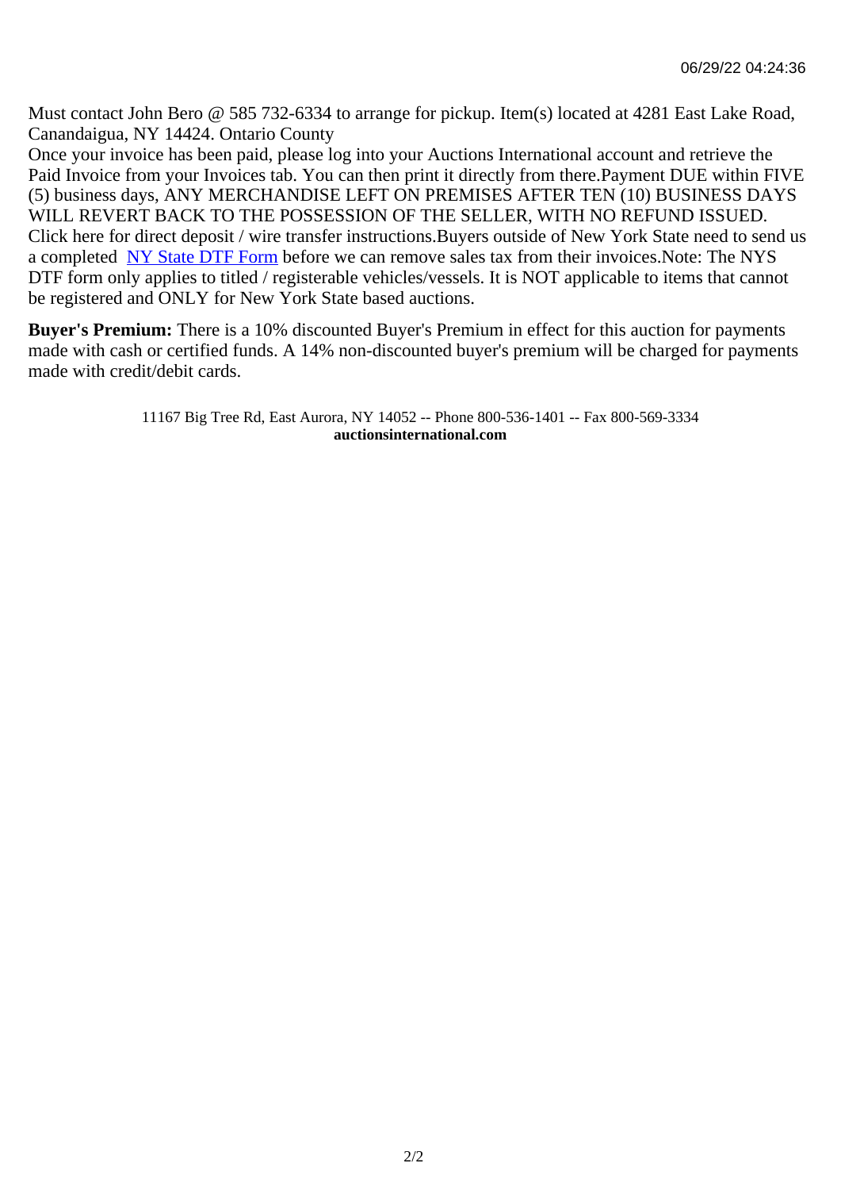Must contact John Bero @ 585 732-6334 to arrange for pickup. Item(s) located at 4281 East Lake Road, Canandaigua, NY 14424. Ontario County
Once your invoice has been paid, please log into your Auctions International account and retrieve the Paid Invoice from your Invoices tab. You can then print it directly from there.Payment DUE within FIVE (5) business days, ANY MERCHANDISE LEFT ON PREMISES AFTER TEN (10) BUSINESS DAYS WILL REVERT BACK TO THE POSSESSION OF THE SELLER, WITH NO REFUND ISSUED. Click here for direct deposit / wire transfer instructions.Buyers outside of New York State need to send us a completed NY State DTF Form before we can remove sales tax from their invoices.Note: The NYS DTF form only applies to titled / registerable vehicles/vessels. It is NOT applicable to items that cannot be registered and ONLY for New York State based auctions.

**Buyer's Premium:** There is a 10% discounted Buyer's Premium in effect for this auction for payments made with cash or certified funds. A 14% non-discounted buyer's premium will be charged for payments made with credit/debit cards.

11167 Big Tree Rd, East Aurora, NY 14052 -- Phone 800-536-1401 -- Fax 800-569-3334
**auctionsinternational.com**